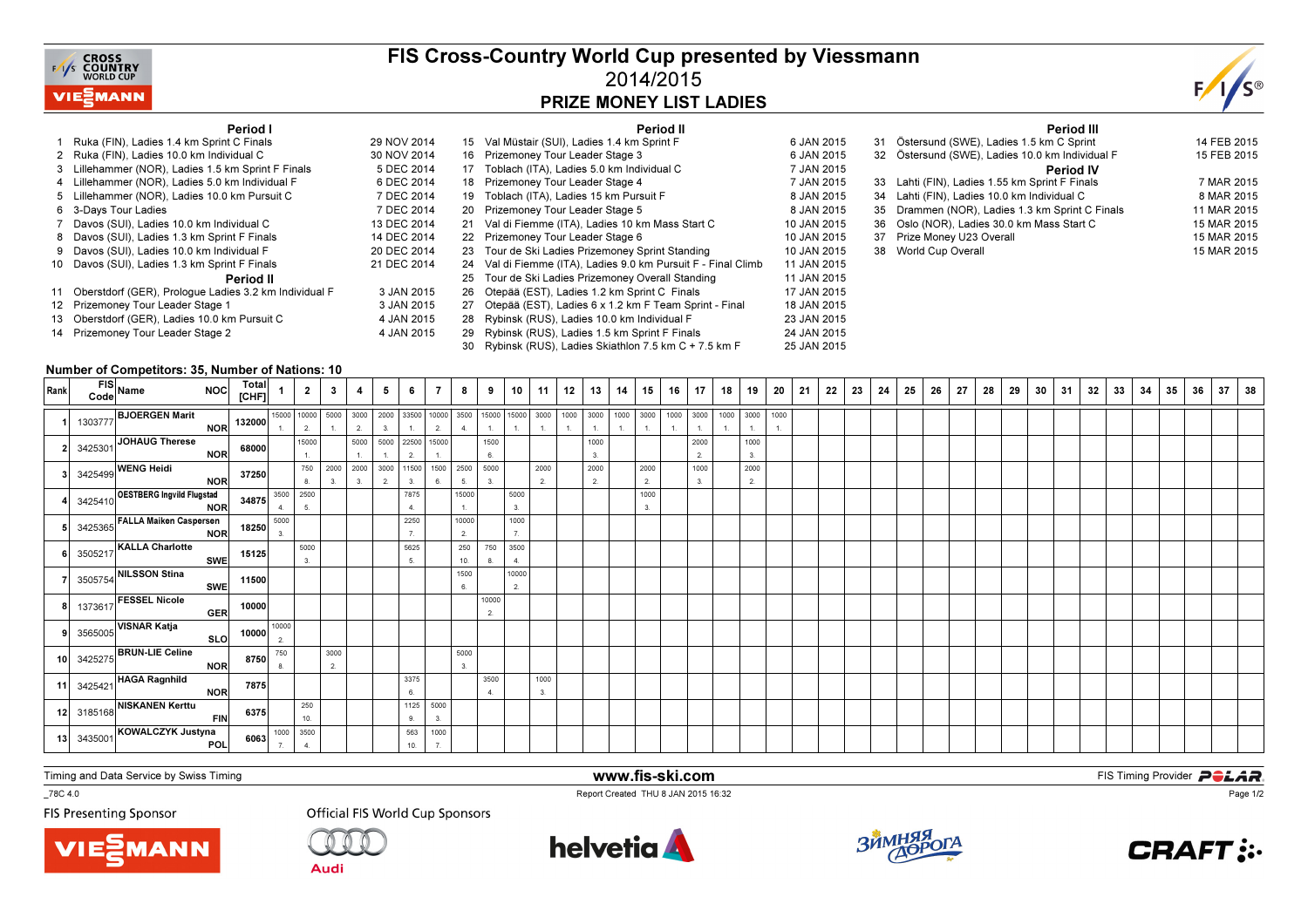# FIS Cross-Country World Cup presented by Viessmann

## 2014/2015

## PRIZE MONEY LIST LADIES

### Period I

1 Ruka (FIN), Ladies 1.4 km Sprint C Finals — 29 NOV 2014
2 Ruka (FIN), Ladies 10.0 km Individual C — 30 NOV 2014
3 Lillehammer (NOR), Ladies 1.5 km Sprint F Finals — 5 DEC 2014
4 Lillehammer (NOR), Ladies 5.0 km Individual F — 6 DEC 2014
5 Lillehammer (NOR), Ladies 10.0 km Pursuit C — 7 DEC 2014
6 3-Days Tour Ladies — 7 DEC 2014
7 Davos (SUI), Ladies 10.0 km Individual C — 13 DEC 2014
8 Davos (SUI), Ladies 1.3 km Sprint F Finals — 14 DEC 2014
9 Davos (SUI), Ladies 10.0 km Individual F — 20 DEC 2014
10 Davos (SUI), Ladies 1.3 km Sprint F Finals — 21 DEC 2014

### Period II

11 Oberstdorf (GER), Prologue Ladies 3.2 km Individual F — 3 JAN 2015
12 Prizemoney Tour Leader Stage 1 — 3 JAN 2015
13 Oberstdorf (GER), Ladies 10.0 km Pursuit C — 4 JAN 2015
14 Prizemoney Tour Leader Stage 2 — 4 JAN 2015
15 Val Müstair (SUI), Ladies 1.4 km Sprint F — 6 JAN 2015
16 Prizemoney Tour Leader Stage 3 — 6 JAN 2015
17 Toblach (ITA), Ladies 5.0 km Individual C — 7 JAN 2015
18 Prizemoney Tour Leader Stage 4 — 7 JAN 2015
19 Toblach (ITA), Ladies 15 km Pursuit F — 8 JAN 2015
20 Prizemoney Tour Leader Stage 5 — 8 JAN 2015
21 Val di Fiemme (ITA), Ladies 10 km Mass Start C — 10 JAN 2015
22 Prizemoney Tour Leader Stage 6 — 10 JAN 2015
23 Tour de Ski Ladies Prizemoney Sprint Standing — 10 JAN 2015
24 Val di Fiemme (ITA), Ladies 9.0 km Pursuit F - Final Climb — 11 JAN 2015
25 Tour de Ski Ladies Prizemoney Overall Standing — 11 JAN 2015
26 Otepää (EST), Ladies 1.2 km Sprint C Finals — 17 JAN 2015
27 Otepää (EST), Ladies 6 x 1.2 km F Team Sprint - Final — 18 JAN 2015
28 Rybinsk (RUS), Ladies 10.0 km Individual F — 23 JAN 2015
29 Rybinsk (RUS), Ladies 1.5 km Sprint F Finals — 24 JAN 2015
30 Rybinsk (RUS), Ladies Skiathlon 7.5 km C + 7.5 km F — 25 JAN 2015

### Period III

31 Östersund (SWE), Ladies 1.5 km C Sprint — 14 FEB 2015
32 Östersund (SWE), Ladies 10.0 km Individual F — 15 FEB 2015

### Period IV

33 Lahti (FIN), Ladies 1.55 km Sprint F Finals — 7 MAR 2015
34 Lahti (FIN), Ladies 10.0 km Individual C — 8 MAR 2015
35 Drammen (NOR), Ladies 1.3 km Sprint C Finals — 11 MAR 2015
36 Oslo (NOR), Ladies 30.0 km Mass Start C — 15 MAR 2015
37 Prize Money U23 Overall — 15 MAR 2015
38 World Cup Overall — 15 MAR 2015

**Number of Competitors: 35, Number of Nations: 10**

| Rank | FIS Code | Name | NOC | Total [CHF] | 1 | 2 | 3 | 4 | 5 | 6 | 7 | 8 | 9 | 10 | 11 | 12 | 13 | 14 | 15 | 16 | 17 | 18 | 19 | 20 | 21 | 22 | 23 | 24 | 25 | 26 | 27 | 28 | 29 | 30 | 31 | 32 | 33 | 34 | 35 | 36 | 37 | 38 |
|---|---|---|---|---|---|---|---|---|---|---|---|---|---|---|---|---|---|---|---|---|---|---|---|---|---|---|---|---|---|---|---|---|---|---|---|---|---|---|---|---|---|---|
| 1 | 1303777 | BJOERGEN Marit | NOR | 132000 | 15000 1. | 10000 2. | 5000 1. | 3000 2. | 2000 3. | 33500 1. | 10000 2. | 3500 4. | 15000 1. | 15000 1. | 3000 1. | 1000 1. | 3000 1. | 1000 1. | 3000 1. | 1000 1. | 3000 1. | 1000 1. | 3000 1. | 1000 1. | | | | | | | | | | | | | | | | | | |
| 2 | 3425301 | JOHAUG Therese | NOR | 68000 | | 15000 1. | | 5000 1. | 5000 1. | 22500 2. | 15000 1. | | 1500 6. | | | | 1000 3. | | | | 2000 2. | | 1000 3. | | | | | | | | | | | | | | | | | | | |
| 3 | 3425499 | WENG Heidi | NOR | 37250 | | 750 8. | 2000 3. | 2000 3. | 3000 2. | 11500 3. | 1500 6. | 2500 5. | 5000 3. | | 2000 2. | | 2000 2. | | 2000 2. | | 1000 3. | | 2000 2. | | | | | | | | | | | | | | | | | | | |
| 4 | 3425410 | OESTBERG Ingvild Flugstad | NOR | 34875 | 3500 4. | 2500 5. | | | | 7875 4. | | 15000 1. | | 5000 3. | | | | | 1000 3. | | | | | | | | | | | | | | | | | | | | | | | |
| 5 | 3425365 | FALLA Maiken Caspersen | NOR | 18250 | 5000 3. | | | | | 2250 7. | | 10000 2. | | 1000 7. | | | | | | | | | | | | | | | | | | | | | | | | | | | | |
| 6 | 3505217 | KALLA Charlotte | SWE | 15125 | | 5000 3. | | | | 5625 5. | | 250 10. | 750 8. | 3500 4. | | | | | | | | | | | | | | | | | | | | | | | | | | | | |
| 7 | 3505754 | NILSSON Stina | SWE | 11500 | | | | | | | | 1500 6. | | 10000 2. | | | | | | | | | | | | | | | | | | | | | | | | | | | | |
| 8 | 1373617 | FESSEL Nicole | GER | 10000 | | | | | | | | | 10000 2. | | | | | | | | | | | | | | | | | | | | | | | | | | | | | |
| 9 | 3565005 | VISNAR Katja | SLO | 10000 | 10000 2. | | | | | | | | | | | | | | | | | | | | | | | | | | | | | | | | | | | | | |
| 10 | 3425275 | BRUN-LIE Celine | NOR | 8750 | 750 8. | | 3000 2. | | | | | 5000 3. | | | | | | | | | | | | | | | | | | | | | | | | | | | | | | |
| 11 | 3425421 | HAGA Ragnhild | NOR | 7875 | | | | | | 3375 6. | | | 3500 4. | | 1000 3. | | | | | | | | | | | | | | | | | | | | | | | | | | | |
| 12 | 3185168 | NISKANEN Kerttu | FIN | 6375 | | 250 10. | | | | 1125 9. | 5000 3. | | | | | | | | | | | | | | | | | | | | | | | | | | | | | | | |
| 13 | 3435001 | KOWALCZYK Justyna | POL | 6063 | 1000 7. | 3500 4. | | | | 563 10. | 1000 7. | | | | | | | | | | | | | | | | | | | | | | | | | | | | | | | |

Timing and Data Service by Swiss Timing

www.fis-ski.com

FIS Timing Provider POLAR

_78C 4.0

Report Created THU 8 JAN 2015 16:32

FIS Presenting Sponsor

Official FIS World Cup Sponsors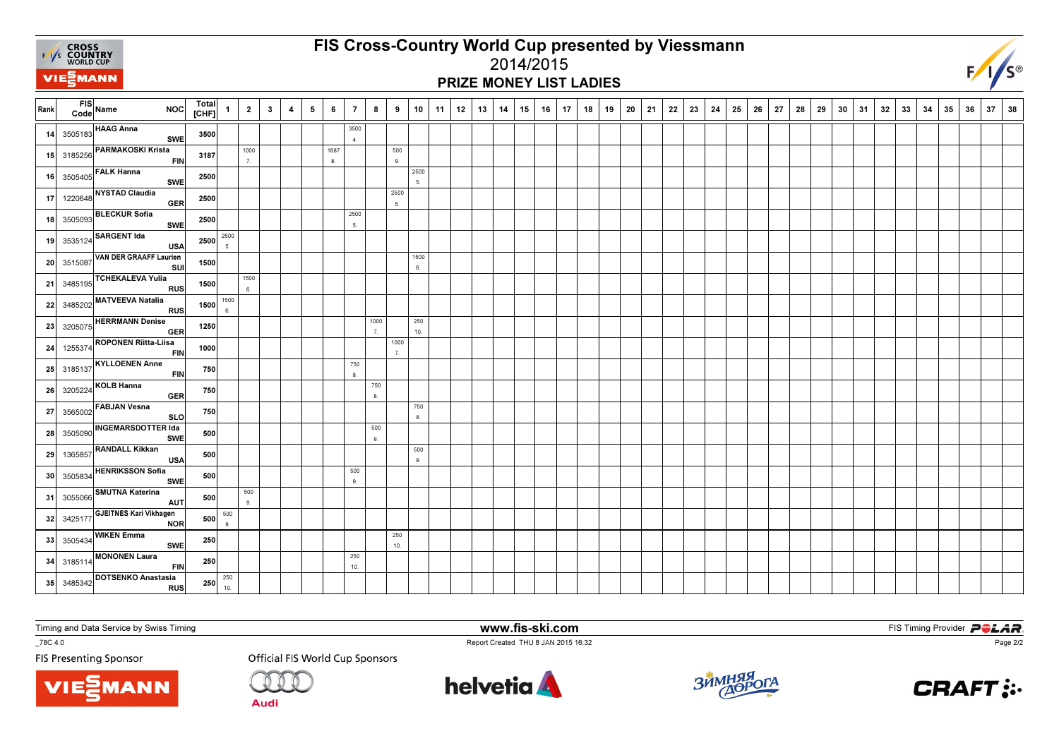# FIS Cross-Country World Cup presented by Viessmann

## 2014/2015

### PRIZE MONEY LIST LADIES

| Rank | FIS Code | Name | NOC | Total [CHF] | 1 | 2 | 3 | 4 | 5 | 6 | 7 | 8 | 9 | 10 | 11 | 12 | 13 | 14 | 15 | 16 | 17 | 18 | 19 | 20 | 21 | 22 | 23 | 24 | 25 | 26 | 27 | 28 | 29 | 30 | 31 | 32 | 33 | 34 | 35 | 36 | 37 | 38 |
|---|---|---|---|---|---|---|---|---|---|---|---|---|---|---|---|---|---|---|---|---|---|---|---|---|---|---|---|---|---|---|---|---|---|---|---|---|---|---|---|---|---|---|
| 14 | 3505183 | HAAG Anna | SWE | 3500 | | | | | | | 3500 4. | | | | | | | | | | | | | | | | | | | | | | | | | | | | | | | |
| 15 | 3185256 | PARMAKOSKI Krista | FIN | 3187 | | 1000 7. | | | | 1687 8. | | | 500 9. | | | | | | | | | | | | | | | | | | | | | | | | | | | | | |
| 16 | 3505405 | FALK Hanna | SWE | 2500 | | | | | | | | | | 2500 5. | | | | | | | | | | | | | | | | | | | | | | | | | | | | |
| 17 | 1220648 | NYSTAD Claudia | GER | 2500 | | | | | | | | | 2500 5. | | | | | | | | | | | | | | | | | | | | | | | | | | | | | |
| 18 | 3505093 | BLECKUR Sofia | SWE | 2500 | | | | | | | 2500 5. | | | | | | | | | | | | | | | | | | | | | | | | | | | | | | | |
| 19 | 3535124 | SARGENT Ida | USA | 2500 | 2500 5. | | | | | | | | | | | | | | | | | | | | | | | | | | | | | | | | | | | | | |
| 20 | 3515087 | VAN DER GRAAFF Laurien | SUI | 1500 | | | | | | | | | | 1500 6. | | | | | | | | | | | | | | | | | | | | | | | | | | | | |
| 21 | 3485195 | TCHEKALEVA Yulia | RUS | 1500 | | 1500 6. | | | | | | | | | | | | | | | | | | | | | | | | | | | | | | | | | | | | |
| 22 | 3485202 | MATVEEVA Natalia | RUS | 1500 | 1500 6. | | | | | | | | | | | | | | | | | | | | | | | | | | | | | | | | | | | | | |
| 23 | 3205075 | HERRMANN Denise | GER | 1250 | | | | | | | | 1000 7. | | 250 10. | | | | | | | | | | | | | | | | | | | | | | | | | | | | |
| 24 | 1255374 | ROPONEN Riitta-Liisa | FIN | 1000 | | | | | | | | | 1000 7. | | | | | | | | | | | | | | | | | | | | | | | | | | | | | |
| 25 | 3185137 | KYLLOENEN Anne | FIN | 750 | | | | | | | 750 8. | | | | | | | | | | | | | | | | | | | | | | | | | | | | | | | |
| 26 | 3205224 | KOLB Hanna | GER | 750 | | | | | | | | 750 8. | | | | | | | | | | | | | | | | | | | | | | | | | | | | | | |
| 27 | 3565002 | FABJAN Vesna | SLO | 750 | | | | | | | | | | 750 8. | | | | | | | | | | | | | | | | | | | | | | | | | | | | |
| 28 | 3505090 | INGEMARSDOTTER Ida | SWE | 500 | | | | | | | | 500 9. | | | | | | | | | | | | | | | | | | | | | | | | | | | | | | |
| 29 | 1365857 | RANDALL Kikkan | USA | 500 | | | | | | | | | | 500 9. | | | | | | | | | | | | | | | | | | | | | | | | | | | | |
| 30 | 3505834 | HENRIKSSON Sofia | SWE | 500 | | | | | | | 500 9. | | | | | | | | | | | | | | | | | | | | | | | | | | | | | | | |
| 31 | 3055066 | SMUTNA Katerina | AUT | 500 | | 500 9. | | | | | | | | | | | | | | | | | | | | | | | | | | | | | | | | | | | | |
| 32 | 3425177 | GJEITNES Kari Vikhagen | NOR | 500 | 500 9. | | | | | | | | | | | | | | | | | | | | | | | | | | | | | | | | | | | | | |
| 33 | 3505434 | WIKEN Emma | SWE | 250 | | | | | | | | | 250 10. | | | | | | | | | | | | | | | | | | | | | | | | | | | | | |
| 34 | 3185114 | MONONEN Laura | FIN | 250 | | | | | | | 250 10. | | | | | | | | | | | | | | | | | | | | | | | | | | | | | | | |
| 35 | 3485342 | DOTSENKO Anastasia | RUS | 250 | 250 10. | | | | | | | | | | | | | | | | | | | | | | | | | | | | | | | | | | | | | |